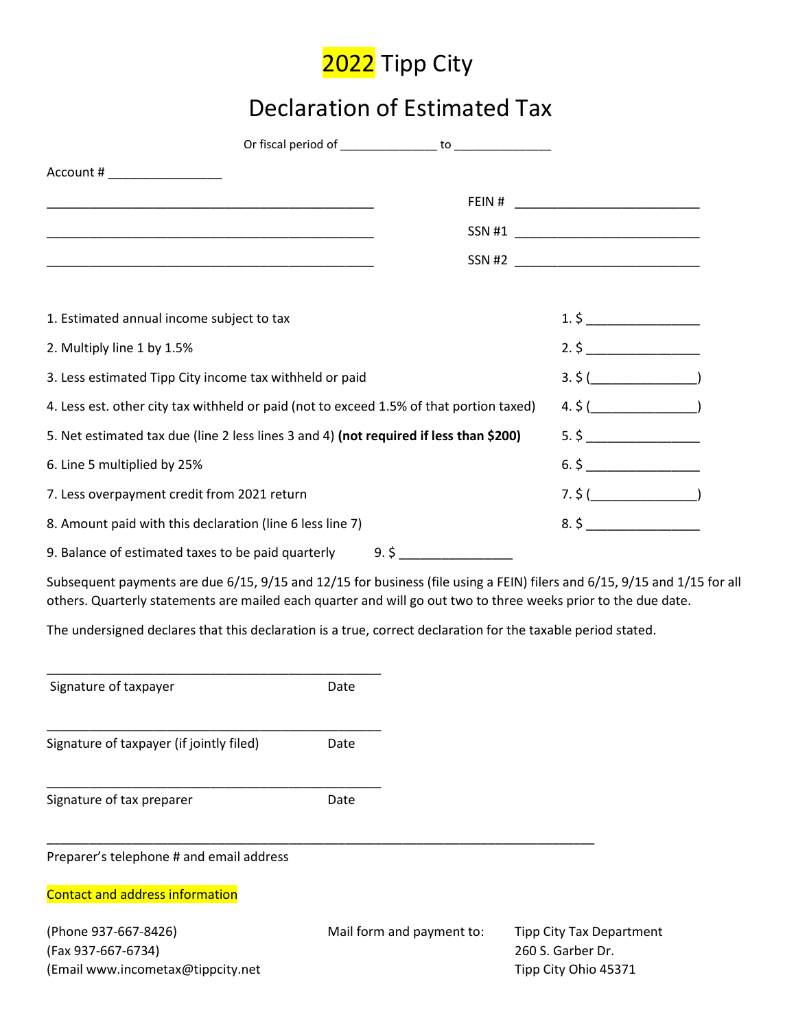# 2022 Tipp City

# Declaration of Estimated Tax

Or fiscal period of _______________ to _______________

Account # _________________

_________________________________________________ FEIN # ____________________________

_________________________________________________ SSN #1 ____________________________

_________________________________________________ SSN #2 ____________________________

| | |
|---|---|
| 1. Estimated annual income subject to tax | 1. $ _________________ |
| 2. Multiply line 1 by 1.5% | 2. $ _________________ |
| 3. Less estimated Tipp City income tax withheld or paid | 3. $ (________________) |
| 4. Less est. other city tax withheld or paid (not to exceed 1.5% of that portion taxed) | 4. $ (________________) |
| 5. Net estimated tax due (line 2 less lines 3 and 4) **(not required if less than $200)** | 5. $ _________________ |
| 6. Line 5 multiplied by 25% | 6. $ _________________ |
| 7. Less overpayment credit from 2021 return | 7. $ (________________) |
| 8. Amount paid with this declaration (line 6 less line 7) | 8. $ _________________ |

9. Balance of estimated taxes to be paid quarterly 9. $ _________________

Subsequent payments are due 6/15, 9/15 and 12/15 for business (file using a FEIN) filers and 6/15, 9/15 and 1/15 for all others. Quarterly statements are mailed each quarter and will go out two to three weeks prior to the due date.

The undersigned declares that this declaration is a true, correct declaration for the taxable period stated.

__________________________________________________

Signature of taxpayer Date

__________________________________________________

Signature of taxpayer (if jointly filed) Date

__________________________________________________

Signature of tax preparer Date

__________________________________________________________________________________

Preparer's telephone # and email address

Contact and address information

(Phone 937-667-8426)
(Fax 937-667-6734)
(Email www.incometax@tippcity.net

Mail form and payment to:

Tipp City Tax Department
260 S. Garber Dr.
Tipp City Ohio 45371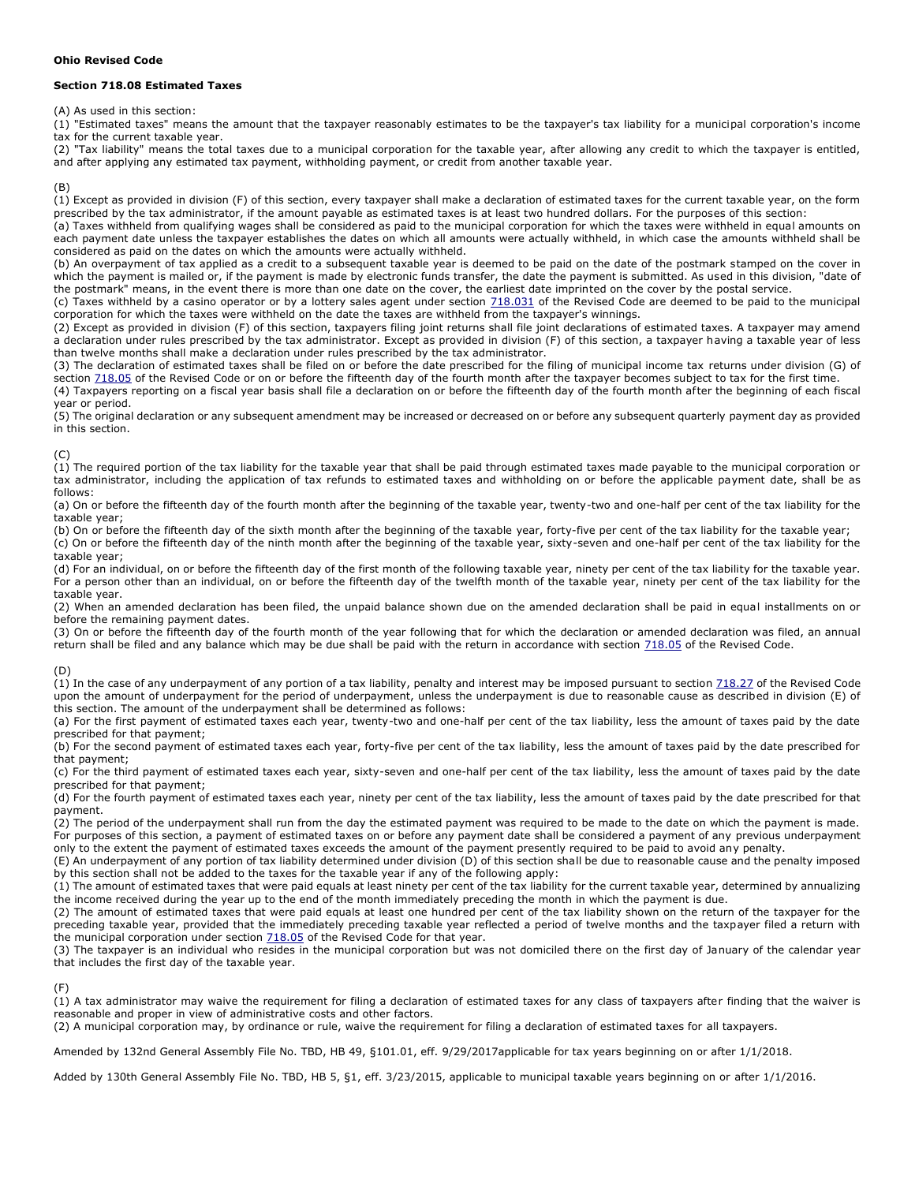**Ohio Revised Code**

**Section 718.08 Estimated Taxes**

(A) As used in this section:

(1) "Estimated taxes" means the amount that the taxpayer reasonably estimates to be the taxpayer's tax liability for a municipal corporation's income tax for the current taxable year.

(2) "Tax liability" means the total taxes due to a municipal corporation for the taxable year, after allowing any credit to which the taxpayer is entitled, and after applying any estimated tax payment, withholding payment, or credit from another taxable year.

(B)

(1) Except as provided in division (F) of this section, every taxpayer shall make a declaration of estimated taxes for the current taxable year, on the form prescribed by the tax administrator, if the amount payable as estimated taxes is at least two hundred dollars. For the purposes of this section:

(a) Taxes withheld from qualifying wages shall be considered as paid to the municipal corporation for which the taxes were withheld in equal amounts on each payment date unless the taxpayer establishes the dates on which all amounts were actually withheld, in which case the amounts withheld shall be considered as paid on the dates on which the amounts were actually withheld.

(b) An overpayment of tax applied as a credit to a subsequent taxable year is deemed to be paid on the date of the postmark stamped on the cover in which the payment is mailed or, if the payment is made by electronic funds transfer, the date the payment is submitted. As used in this division, "date of the postmark" means, in the event there is more than one date on the cover, the earliest date imprinted on the cover by the postal service.

(c) Taxes withheld by a casino operator or by a lottery sales agent under section 718.031 of the Revised Code are deemed to be paid to the municipal corporation for which the taxes were withheld on the date the taxes are withheld from the taxpayer's winnings.

(2) Except as provided in division (F) of this section, taxpayers filing joint returns shall file joint declarations of estimated taxes. A taxpayer may amend a declaration under rules prescribed by the tax administrator. Except as provided in division (F) of this section, a taxpayer having a taxable year of less than twelve months shall make a declaration under rules prescribed by the tax administrator.

(3) The declaration of estimated taxes shall be filed on or before the date prescribed for the filing of municipal income tax returns under division (G) of section 718.05 of the Revised Code or on or before the fifteenth day of the fourth month after the taxpayer becomes subject to tax for the first time.

(4) Taxpayers reporting on a fiscal year basis shall file a declaration on or before the fifteenth day of the fourth month after the beginning of each fiscal year or period.

(5) The original declaration or any subsequent amendment may be increased or decreased on or before any subsequent quarterly payment day as provided in this section.

(C)

(1) The required portion of the tax liability for the taxable year that shall be paid through estimated taxes made payable to the municipal corporation or tax administrator, including the application of tax refunds to estimated taxes and withholding on or before the applicable payment date, shall be as follows:

(a) On or before the fifteenth day of the fourth month after the beginning of the taxable year, twenty-two and one-half per cent of the tax liability for the taxable year;

(b) On or before the fifteenth day of the sixth month after the beginning of the taxable year, forty-five per cent of the tax liability for the taxable year;

(c) On or before the fifteenth day of the ninth month after the beginning of the taxable year, sixty-seven and one-half per cent of the tax liability for the taxable year;

(d) For an individual, on or before the fifteenth day of the first month of the following taxable year, ninety per cent of the tax liability for the taxable year. For a person other than an individual, on or before the fifteenth day of the twelfth month of the taxable year, ninety per cent of the tax liability for the taxable year.

(2) When an amended declaration has been filed, the unpaid balance shown due on the amended declaration shall be paid in equal installments on or before the remaining payment dates.

(3) On or before the fifteenth day of the fourth month of the year following that for which the declaration or amended declaration was filed, an annual return shall be filed and any balance which may be due shall be paid with the return in accordance with section 718.05 of the Revised Code.

(D)

(1) In the case of any underpayment of any portion of a tax liability, penalty and interest may be imposed pursuant to section 718.27 of the Revised Code upon the amount of underpayment for the period of underpayment, unless the underpayment is due to reasonable cause as described in division (E) of this section. The amount of the underpayment shall be determined as follows:

(a) For the first payment of estimated taxes each year, twenty-two and one-half per cent of the tax liability, less the amount of taxes paid by the date prescribed for that payment;

(b) For the second payment of estimated taxes each year, forty-five per cent of the tax liability, less the amount of taxes paid by the date prescribed for that payment;

(c) For the third payment of estimated taxes each year, sixty-seven and one-half per cent of the tax liability, less the amount of taxes paid by the date prescribed for that payment;

(d) For the fourth payment of estimated taxes each year, ninety per cent of the tax liability, less the amount of taxes paid by the date prescribed for that payment.

(2) The period of the underpayment shall run from the day the estimated payment was required to be made to the date on which the payment is made. For purposes of this section, a payment of estimated taxes on or before any payment date shall be considered a payment of any previous underpayment only to the extent the payment of estimated taxes exceeds the amount of the payment presently required to be paid to avoid any penalty.

(E) An underpayment of any portion of tax liability determined under division (D) of this section shall be due to reasonable cause and the penalty imposed by this section shall not be added to the taxes for the taxable year if any of the following apply:

(1) The amount of estimated taxes that were paid equals at least ninety per cent of the tax liability for the current taxable year, determined by annualizing the income received during the year up to the end of the month immediately preceding the month in which the payment is due.

(2) The amount of estimated taxes that were paid equals at least one hundred per cent of the tax liability shown on the return of the taxpayer for the preceding taxable year, provided that the immediately preceding taxable year reflected a period of twelve months and the taxpayer filed a return with the municipal corporation under section 718.05 of the Revised Code for that year.

(3) The taxpayer is an individual who resides in the municipal corporation but was not domiciled there on the first day of January of the calendar year that includes the first day of the taxable year.

(F)

(1) A tax administrator may waive the requirement for filing a declaration of estimated taxes for any class of taxpayers after finding that the waiver is reasonable and proper in view of administrative costs and other factors.

(2) A municipal corporation may, by ordinance or rule, waive the requirement for filing a declaration of estimated taxes for all taxpayers.

Amended by 132nd General Assembly File No. TBD, HB 49, §101.01, eff. 9/29/2017applicable for tax years beginning on or after 1/1/2018.

Added by 130th General Assembly File No. TBD, HB 5, §1, eff. 3/23/2015, applicable to municipal taxable years beginning on or after 1/1/2016.